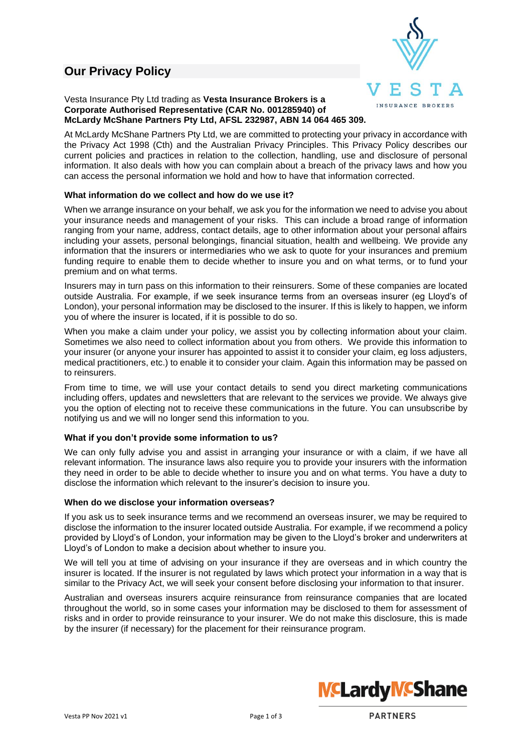# Our Privacy Policy

Vesta Insurance Pty Ltd trading as **Vesta Insurance Brokers is a Corporate Authorised Representative (CAR No. 001285940) of McLardy McShane Partners Pty Ltd, AFSL 232987, ABN 14 064 465 309.**

At McLardy McShane Partners Pty Ltd, we are committed to protecting your privacy in accordance with the Privacy Act 1998 (Cth) and the Australian Privacy Principles. This Privacy Policy describes our current policies and practices in relation to the collection, handling, use and disclosure of personal information. It also deals with how you can complain about a breach of the privacy laws and how you can access the personal information we hold and how to have that information corrected.

### What information do we collect and how do we use it?

When we arrange insurance on your behalf, we ask you for the information we need to advise you about your insurance needs and management of your risks. This can include a broad range of information ranging from your name, address, contact details, age to other information about your personal affairs including your assets, personal belongings, financial situation, health and wellbeing. We provide any information that the insurers or intermediaries who we ask to quote for your insurances and premium funding require to enable them to decide whether to insure you and on what terms, or to fund your premium and on what terms.

Insurers may in turn pass on this information to their reinsurers. Some of these companies are located outside Australia. For example, if we seek insurance terms from an overseas insurer (eg Lloyd's of London), your personal information may be disclosed to the insurer. If this is likely to happen, we inform you of where the insurer is located, if it is possible to do so.

When you make a claim under your policy, we assist you by collecting information about your claim. Sometimes we also need to collect information about you from others. We provide this information to your insurer (or anyone your insurer has appointed to assist it to consider your claim, eg loss adjusters, medical practitioners, etc.) to enable it to consider your claim. Again this information may be passed on to reinsurers.

From time to time, we will use your contact details to send you direct marketing communications including offers, updates and newsletters that are relevant to the services we provide. We always give you the option of electing not to receive these communications in the future. You can unsubscribe by notifying us and we will no longer send this information to you.

### What if you don't provide some information to us?

We can only fully advise you and assist in arranging your insurance or with a claim, if we have all relevant information. The insurance laws also require you to provide your insurers with the information they need in order to be able to decide whether to insure you and on what terms. You have a duty to disclose the information which relevant to the insurer's decision to insure you.

### When do we disclose your information overseas?

If you ask us to seek insurance terms and we recommend an overseas insurer, we may be required to disclose the information to the insurer located outside Australia. For example, if we recommend a policy provided by Lloyd's of London, your information may be given to the Lloyd's broker and underwriters at Lloyd's of London to make a decision about whether to insure you.

We will tell you at time of advising on your insurance if they are overseas and in which country the insurer is located. If the insurer is not regulated by laws which protect your information in a way that is similar to the Privacy Act, we will seek your consent before disclosing your information to that insurer.

Australian and overseas insurers acquire reinsurance from reinsurance companies that are located throughout the world, so in some cases your information may be disclosed to them for assessment of risks and in order to provide reinsurance to your insurer. We do not make this disclosure, this is made by the insurer (if necessary) for the placement for their reinsurance program.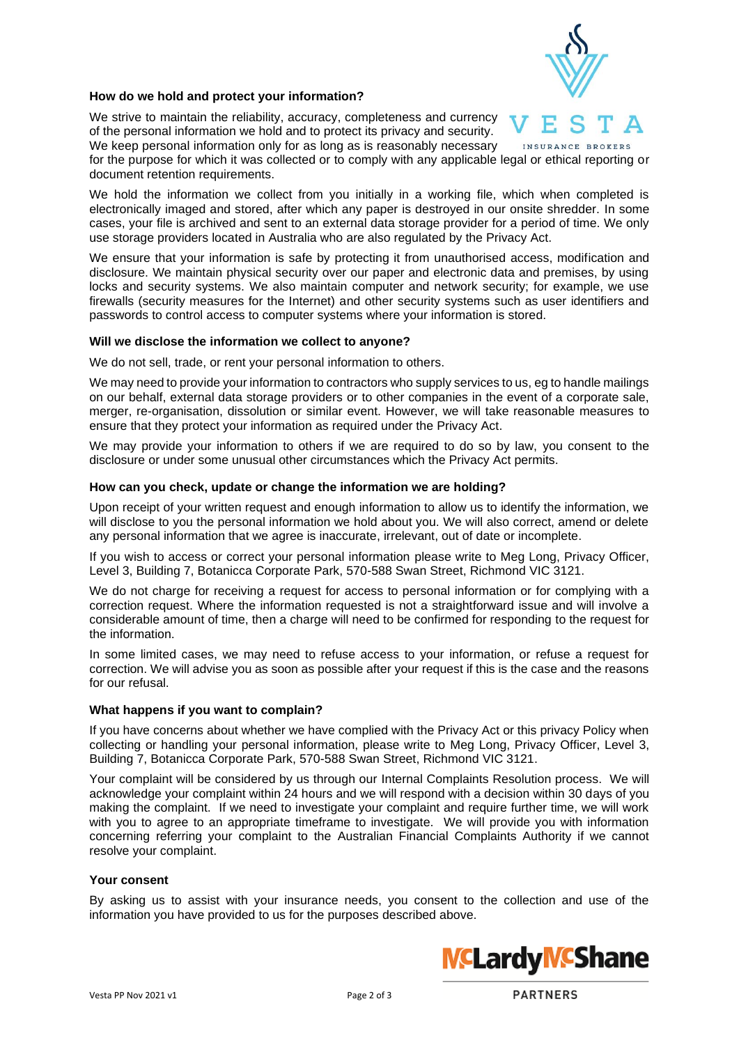### How do we hold and protect your information?

We strive to maintain the reliability, accuracy, completeness and currency of the personal information we hold and to protect its privacy and security. We keep personal information only for as long as is reasonably necessary for the purpose for which it was collected or to comply with any applicable legal or ethical reporting or document retention requirements.

We hold the information we collect from you initially in a working file, which when completed is electronically imaged and stored, after which any paper is destroyed in our onsite shredder. In some cases, your file is archived and sent to an external data storage provider for a period of time. We only use storage providers located in Australia who are also regulated by the Privacy Act.

We ensure that your information is safe by protecting it from unauthorised access, modification and disclosure. We maintain physical security over our paper and electronic data and premises, by using locks and security systems. We also maintain computer and network security; for example, we use firewalls (security measures for the Internet) and other security systems such as user identifiers and passwords to control access to computer systems where your information is stored.

### Will we disclose the information we collect to anyone?

We do not sell, trade, or rent your personal information to others.

We may need to provide your information to contractors who supply services to us, eg to handle mailings on our behalf, external data storage providers or to other companies in the event of a corporate sale, merger, re-organisation, dissolution or similar event. However, we will take reasonable measures to ensure that they protect your information as required under the Privacy Act.

We may provide your information to others if we are required to do so by law, you consent to the disclosure or under some unusual other circumstances which the Privacy Act permits.

### How can you check, update or change the information we are holding?

Upon receipt of your written request and enough information to allow us to identify the information, we will disclose to you the personal information we hold about you. We will also correct, amend or delete any personal information that we agree is inaccurate, irrelevant, out of date or incomplete.

If you wish to access or correct your personal information please write to Meg Long, Privacy Officer, Level 3, Building 7, Botanicca Corporate Park, 570-588 Swan Street, Richmond VIC 3121.

We do not charge for receiving a request for access to personal information or for complying with a correction request. Where the information requested is not a straightforward issue and will involve a considerable amount of time, then a charge will need to be confirmed for responding to the request for the information.

In some limited cases, we may need to refuse access to your information, or refuse a request for correction. We will advise you as soon as possible after your request if this is the case and the reasons for our refusal.

### What happens if you want to complain?

If you have concerns about whether we have complied with the Privacy Act or this privacy Policy when collecting or handling your personal information, please write to Meg Long, Privacy Officer, Level 3, Building 7, Botanicca Corporate Park, 570-588 Swan Street, Richmond VIC 3121.

Your complaint will be considered by us through our Internal Complaints Resolution process. We will acknowledge your complaint within 24 hours and we will respond with a decision within 30 days of you making the complaint. If we need to investigate your complaint and require further time, we will work with you to agree to an appropriate timeframe to investigate. We will provide you with information concerning referring your complaint to the Australian Financial Complaints Authority if we cannot resolve your complaint.

### Your consent

By asking us to assist with your insurance needs, you consent to the collection and use of the information you have provided to us for the purposes described above.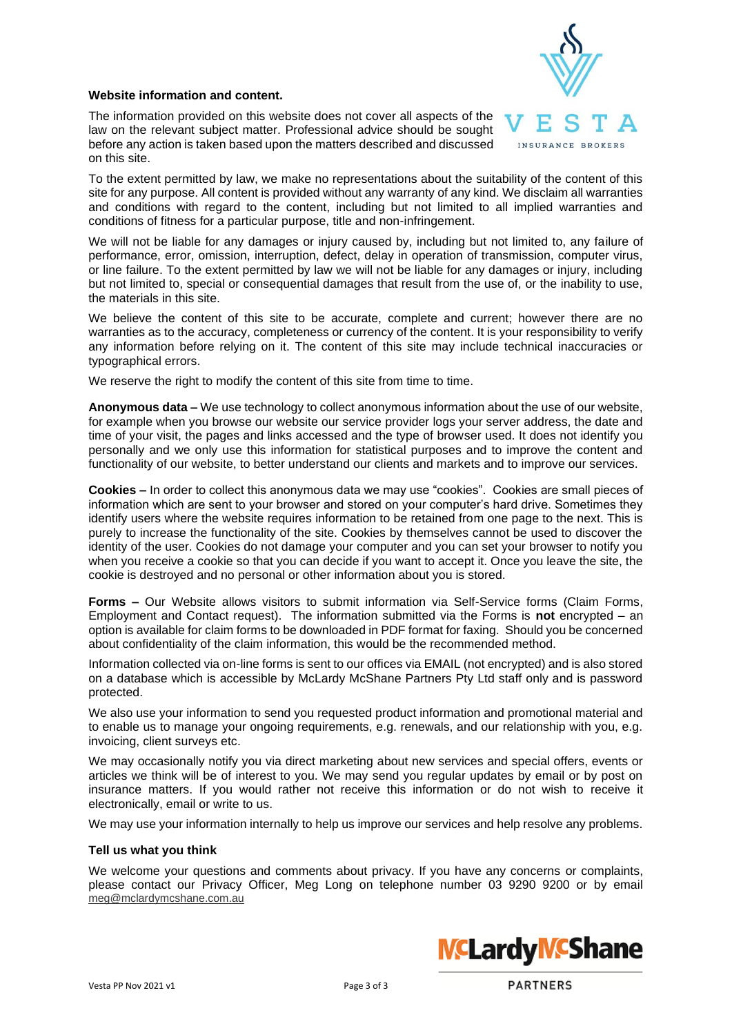**Website information and content.**

The information provided on this website does not cover all aspects of the law on the relevant subject matter. Professional advice should be sought before any action is taken based upon the matters described and discussed on this site.

To the extent permitted by law, we make no representations about the suitability of the content of this site for any purpose. All content is provided without any warranty of any kind. We disclaim all warranties and conditions with regard to the content, including but not limited to all implied warranties and conditions of fitness for a particular purpose, title and non-infringement.

We will not be liable for any damages or injury caused by, including but not limited to, any failure of performance, error, omission, interruption, defect, delay in operation of transmission, computer virus, or line failure. To the extent permitted by law we will not be liable for any damages or injury, including but not limited to, special or consequential damages that result from the use of, or the inability to use, the materials in this site.

We believe the content of this site to be accurate, complete and current; however there are no warranties as to the accuracy, completeness or currency of the content. It is your responsibility to verify any information before relying on it. The content of this site may include technical inaccuracies or typographical errors.

We reserve the right to modify the content of this site from time to time.

**Anonymous data –** We use technology to collect anonymous information about the use of our website, for example when you browse our website our service provider logs your server address, the date and time of your visit, the pages and links accessed and the type of browser used. It does not identify you personally and we only use this information for statistical purposes and to improve the content and functionality of our website, to better understand our clients and markets and to improve our services.

**Cookies –** In order to collect this anonymous data we may use "cookies". Cookies are small pieces of information which are sent to your browser and stored on your computer's hard drive. Sometimes they identify users where the website requires information to be retained from one page to the next. This is purely to increase the functionality of the site. Cookies by themselves cannot be used to discover the identity of the user. Cookies do not damage your computer and you can set your browser to notify you when you receive a cookie so that you can decide if you want to accept it. Once you leave the site, the cookie is destroyed and no personal or other information about you is stored.

**Forms –** Our Website allows visitors to submit information via Self-Service forms (Claim Forms, Employment and Contact request). The information submitted via the Forms is **not** encrypted – an option is available for claim forms to be downloaded in PDF format for faxing. Should you be concerned about confidentiality of the claim information, this would be the recommended method.

Information collected via on-line forms is sent to our offices via EMAIL (not encrypted) and is also stored on a database which is accessible by McLardy McShane Partners Pty Ltd staff only and is password protected.

We also use your information to send you requested product information and promotional material and to enable us to manage your ongoing requirements, e.g. renewals, and our relationship with you, e.g. invoicing, client surveys etc.

We may occasionally notify you via direct marketing about new services and special offers, events or articles we think will be of interest to you. We may send you regular updates by email or by post on insurance matters. If you would rather not receive this information or do not wish to receive it electronically, email or write to us.

We may use your information internally to help us improve our services and help resolve any problems.

**Tell us what you think**

We welcome your questions and comments about privacy. If you have any concerns or complaints, please contact our Privacy Officer, Meg Long on telephone number 03 9290 9200 or by email meg@mclardymcshane.com.au

Vesta PP Nov 2021 v1